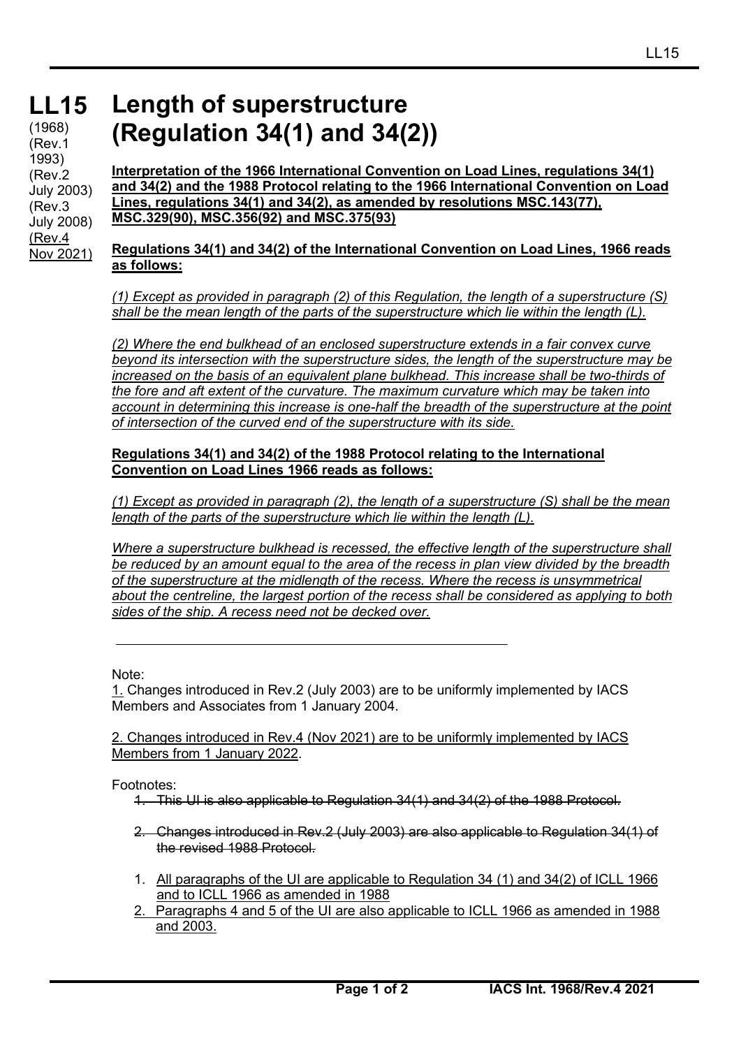# LL15 Length of superstructure (Regulation 34(1) and 34(2))

(1968)
(Rev.1 1993)
(Rev.2 July 2003)
(Rev.3 July 2008)
(Rev.4 Nov 2021)

**Interpretation of the 1966 International Convention on Load Lines, regulations 34(1) and 34(2) and the 1988 Protocol relating to the 1966 International Convention on Load Lines, regulations 34(1) and 34(2), as amended by resolutions MSC.143(77), MSC.329(90), MSC.356(92) and MSC.375(93)**

**Regulations 34(1) and 34(2) of the International Convention on Load Lines, 1966 reads as follows:**

*(1) Except as provided in paragraph (2) of this Regulation, the length of a superstructure (S) shall be the mean length of the parts of the superstructure which lie within the length (L).*

*(2) Where the end bulkhead of an enclosed superstructure extends in a fair convex curve beyond its intersection with the superstructure sides, the length of the superstructure may be increased on the basis of an equivalent plane bulkhead. This increase shall be two-thirds of the fore and aft extent of the curvature. The maximum curvature which may be taken into account in determining this increase is one-half the breadth of the superstructure at the point of intersection of the curved end of the superstructure with its side.*

**Regulations 34(1) and 34(2) of the 1988 Protocol relating to the International Convention on Load Lines 1966 reads as follows:**

*(1) Except as provided in paragraph (2), the length of a superstructure (S) shall be the mean length of the parts of the superstructure which lie within the length (L).*

*Where a superstructure bulkhead is recessed, the effective length of the superstructure shall be reduced by an amount equal to the area of the recess in plan view divided by the breadth of the superstructure at the midlength of the recess. Where the recess is unsymmetrical about the centreline, the largest portion of the recess shall be considered as applying to both sides of the ship. A recess need not be decked over.*

---

Note:

1. Changes introduced in Rev.2 (July 2003) are to be uniformly implemented by IACS Members and Associates from 1 January 2004.

2. Changes introduced in Rev.4 (Nov 2021) are to be uniformly implemented by IACS Members from 1 January 2022.

Footnotes:

1. ~~This UI is also applicable to Regulation 34(1) and 34(2) of the 1988 Protocol.~~
2. ~~Changes introduced in Rev.2 (July 2003) are also applicable to Regulation 34(1) of the revised 1988 Protocol.~~

1. All paragraphs of the UI are applicable to Regulation 34 (1) and 34(2) of ICLL 1966 and to ICLL 1966 as amended in 1988
2. Paragraphs 4 and 5 of the UI are also applicable to ICLL 1966 as amended in 1988 and 2003.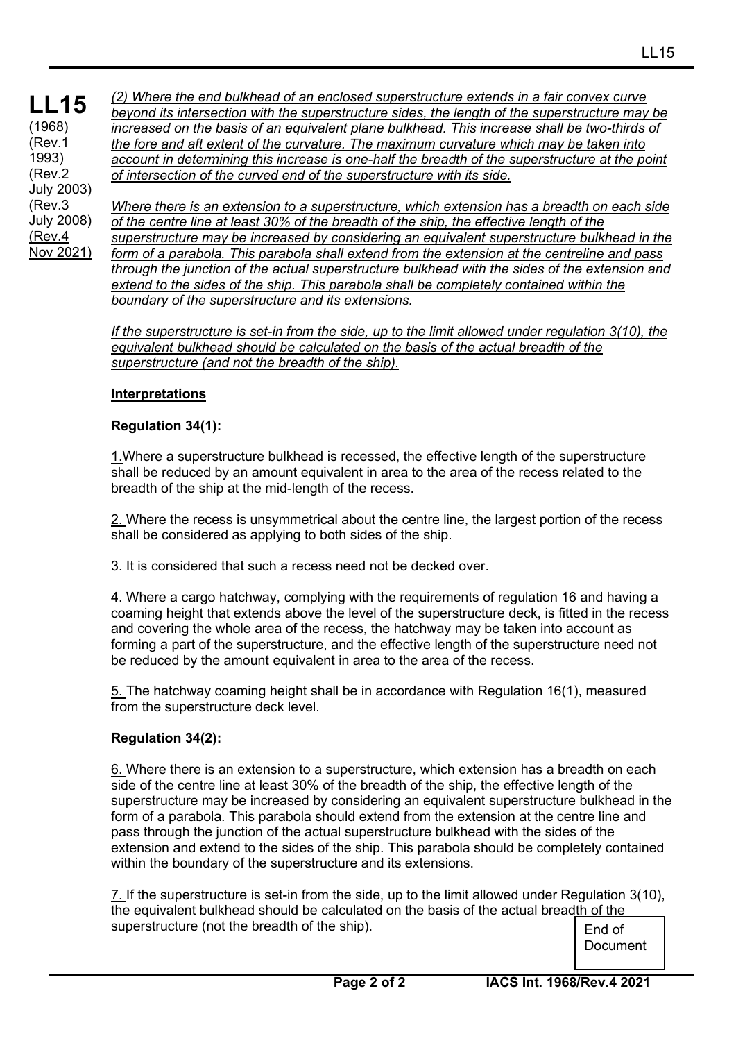**LL15**
(1968)
(Rev.1 1993)
(Rev.2 July 2003)
(Rev.3 July 2008)
(Rev.4 Nov 2021)

*(2) Where the end bulkhead of an enclosed superstructure extends in a fair convex curve beyond its intersection with the superstructure sides, the length of the superstructure may be increased on the basis of an equivalent plane bulkhead. This increase shall be two-thirds of the fore and aft extent of the curvature. The maximum curvature which may be taken into account in determining this increase is one-half the breadth of the superstructure at the point of intersection of the curved end of the superstructure with its side.*

*Where there is an extension to a superstructure, which extension has a breadth on each side of the centre line at least 30% of the breadth of the ship, the effective length of the superstructure may be increased by considering an equivalent superstructure bulkhead in the form of a parabola. This parabola shall extend from the extension at the centreline and pass through the junction of the actual superstructure bulkhead with the sides of the extension and extend to the sides of the ship. This parabola shall be completely contained within the boundary of the superstructure and its extensions.*

*If the superstructure is set-in from the side, up to the limit allowed under regulation 3(10), the equivalent bulkhead should be calculated on the basis of the actual breadth of the superstructure (and not the breadth of the ship).*

**Interpretations**

**Regulation 34(1):**

1. Where a superstructure bulkhead is recessed, the effective length of the superstructure shall be reduced by an amount equivalent in area to the area of the recess related to the breadth of the ship at the mid-length of the recess.

2. Where the recess is unsymmetrical about the centre line, the largest portion of the recess shall be considered as applying to both sides of the ship.

3. It is considered that such a recess need not be decked over.

4. Where a cargo hatchway, complying with the requirements of regulation 16 and having a coaming height that extends above the level of the superstructure deck, is fitted in the recess and covering the whole area of the recess, the hatchway may be taken into account as forming a part of the superstructure, and the effective length of the superstructure need not be reduced by the amount equivalent in area to the area of the recess.

5. The hatchway coaming height shall be in accordance with Regulation 16(1), measured from the superstructure deck level.

**Regulation 34(2):**

6. Where there is an extension to a superstructure, which extension has a breadth on each side of the centre line at least 30% of the breadth of the ship, the effective length of the superstructure may be increased by considering an equivalent superstructure bulkhead in the form of a parabola. This parabola should extend from the extension at the centre line and pass through the junction of the actual superstructure bulkhead with the sides of the extension and extend to the sides of the ship. This parabola should be completely contained within the boundary of the superstructure and its extensions.

7. If the superstructure is set-in from the side, up to the limit allowed under Regulation 3(10), the equivalent bulkhead should be calculated on the basis of the actual breadth of the superstructure (not the breadth of the ship).

End of Document